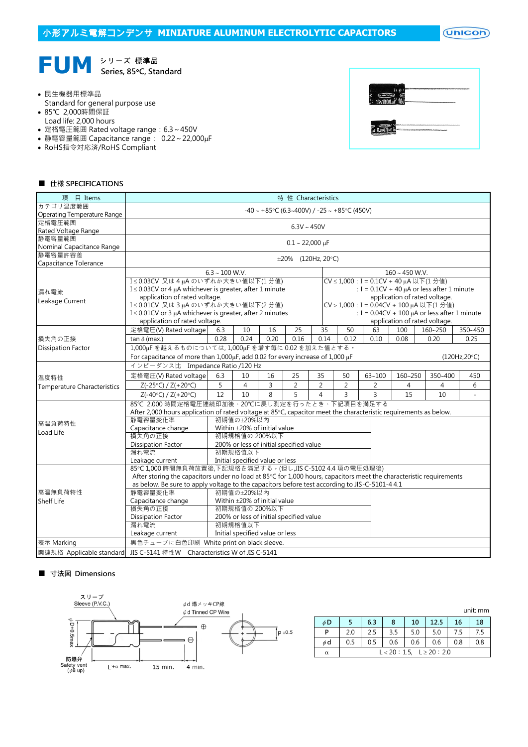# FUM シリーズ 標準品 Series, 85°C, Standard

- 民生機器用標準品
  Standard for general purpose use
- 85℃ 2,000時間保証
  Load life: 2,000 hours
- 定格電圧範囲 Rated voltage range：6.3～450V
- 静電容量範囲 Capacitance range： 0.22～22,000μF
- RoHS指令対応済/RoHS Compliant

## ■ 仕様 SPECIFICATIONS

| 項　目 Items | 特　性 Characteristics | | | | | | | | | | |
|---|---|---|---|---|---|---|---|---|---|---|---|
| カテゴリ温度範囲 Operating Temperature Range | -40～+85°C (6.3~400V) / -25～+85°C (450V) | | | | | | | | | | |
| 定格電圧範囲 Rated Voltage Range | 6.3V～450V | | | | | | | | | | |
| 静電容量範囲 Nominal Capacitance Range | 0.1～22,000 μF | | | | | | | | | | |
| 静電容量許容差 Capacitance Tolerance | ±20%　(120Hz, 20°C) | | | | | | | | | | |
| 漏れ電流 Leakage Current | 6.3～100 W.V. I≦0.03CV 又は 4 μA のいずれか大きい値以下(1 分値) I≦0.03CV or 4 μA whichever is greater, after 1 minute application of rated voltage. I≦0.01CV 又は 3 μA のいずれか大きい値以下(2 分値) I≦0.01CV or 3 μA whichever is greater, after 2 minutes application of rated voltage. | | | | | | 160～450 W.V. CV≦1,000 : I = 0.1CV + 40 μA 以下(1 分値) : I = 0.1CV + 40 μA or less after 1 minute application of rated voltage. CV＞1,000 : I = 0.04CV + 100 μA 以下(1 分値) : I = 0.04CV + 100 μA or less after 1 minute application of rated voltage. | | | | | |
| 損失角の正接 Dissipation Factor | 定格電圧(V) Rated voltage | 6.3 | 10 | 16 | 25 | 35 | 50 | 63 | 100 | 160~250 | 350~450 |
| | tan δ (max.) | 0.28 | 0.24 | 0.20 | 0.16 | 0.14 | 0.12 | 0.10 | 0.08 | 0.20 | 0.25 |
| | 1,000μF を越えるものについては, 1,000μF を増す毎に 0.02 を加えた値とする。 For capacitance of more than 1,000μF, add 0.02 for every increase of 1,000 μF (120Hz,20°C) | | | | | | | | | | |
| 温度特性 Temperature Characteristics | インピーダンス比　Impedance Ratio /120 Hz | | | | | | | | | | |
| | 定格電圧(V) Rated voltage | 6.3 | 10 | 16 | 25 | 35 | 50 | 63~100 | 160~250 | 350~400 | 450 |
| | Z(-25°C) / Z(+20°C) | 5 | 4 | 3 | 2 | 2 | 2 | 2 | 4 | 4 | 6 |
| | Z(-40°C) / Z(+20°C) | 12 | 10 | 8 | 5 | 4 | 3 | 3 | 15 | 10 | - |
| 高温負荷特性 Load Life | 85℃ 2,000 時間定格電圧連続印加後、20°Cに戻し測定を行ったとき、下記項目を満足する After 2,000 hours application of rated voltage at 85°C, capacitor meet the characteristic requirements as below. | | | | | | | | | | |
| | 静電容量変化率 Capacitance change | 初期値の±20%以内 Within ±20% of initial value | | | | | | | | | |
| | 損失角の正接 Dissipation Factor | 初期規格値の 200%以下 200% or less of initial specified value | | | | | | | | | |
| | 漏れ電流 Leakage current | 初期規格値以下 Initial specified value or less | | | | | | | | | |
| 高温無負荷特性 Shelf Life | 85°C 1,000 時間無負荷放置後,下記規格を満足する。(但し,JIS C-5102 4.4 項の電圧処理後) After storing the capacitors under no load at 85°C for 1,000 hours, capacitors meet the characteristic requirements as below. Be sure to apply voltage to the capacitors before test according to JIS-C-5101-4 4.1 | | | | | | | | | | |
| | 静電容量変化率 Capacitance change | 初期値の±20%以内 Within ±20% of initial value | | | | | | | | | |
| | 損失角の正接 Dissipation Factor | 初期規格値の 200%以下 200% or less of initial specified value | | | | | | | | | |
| | 漏れ電流 Leakage current | 初期規格値以下 Initial specified value or less | | | | | | | | | |
| 表示 Marking | 黒色チューブに白色印刷 White print on black sleeve. | | | | | | | | | | |
| 関連規格 Applicable standard | JIS C-5141 特性W　Characteristics W of JIS C-5141 | | | | | | | | | | |

## ■ 寸法図 Dimensions

スリーブ Sleeve (P.V.C.)
φd 錫メッキCP線 φd Tinned CP Wire
φD+0.5max
防爆弁 Safety vent (φ8 up)
L+α max.　15 min.　4 min.
P ±0.5

unit: mm

| φD | 5 | 6.3 | 8 | 10 | 12.5 | 16 | 18 |
|---|---|---|---|---|---|---|---|
| P | 2.0 | 2.5 | 3.5 | 5.0 | 5.0 | 7.5 | 7.5 |
| φd | 0.5 | 0.5 | 0.6 | 0.6 | 0.6 | 0.8 | 0.8 |
| α | L＜20：1.5,　L≧20：2.0 | | | | | | |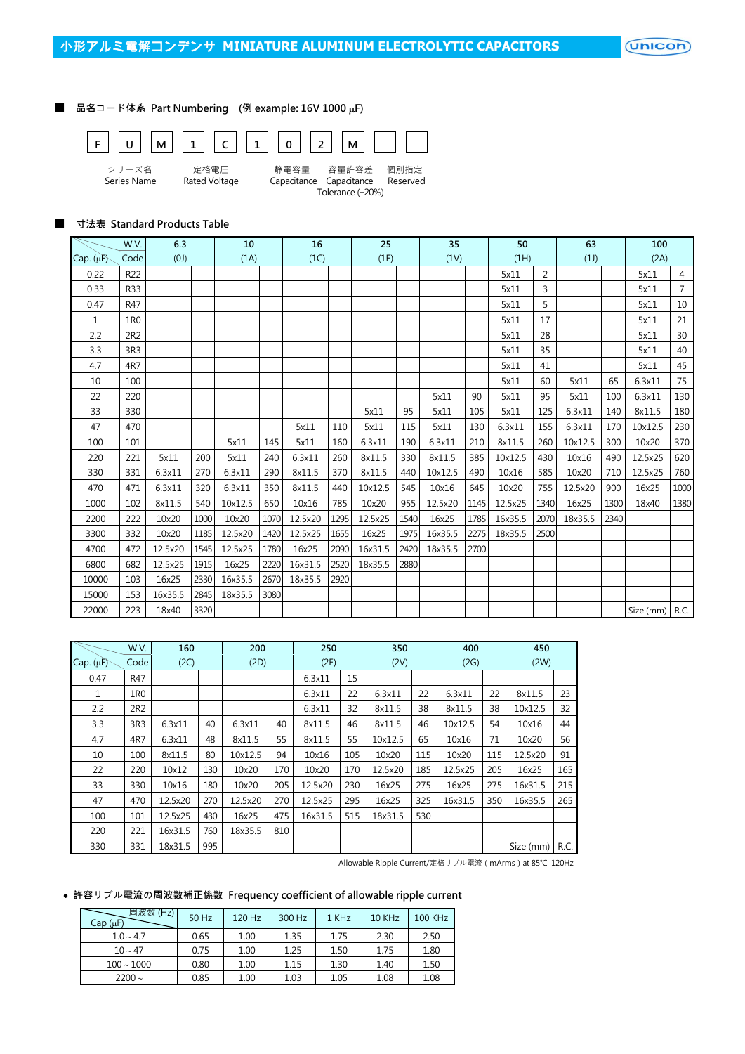## 小形アルミ電解コンデンサ MINIATURE ALUMINUM ELECTROLYTIC CAPACITORS

■ 品名コード体系 Part Numbering (例 example: 16V 1000 μF)

| F | U | M | 1 | C | 1 | 0 | 2 | M | | |
|---|---|---|---|---|---|---|---|---|---|---|
| シリーズ名 Series Name | | | 定格電圧 Rated Voltage | | 静電容量 Capacitance | | | 容量許容差 Capacitance Tolerance (±20%) | 個別指定 Reserved | |

■ 寸法表 Standard Products Table

| Cap. (μF) \ W.V. Code | | 6.3 (0J) | | 10 (1A) | | 16 (1C) | | 25 (1E) | | 35 (1V) | | 50 (1H) | | 63 (1J) | | 100 (2A) | |
|---|---|---|---|---|---|---|---|---|---|---|---|---|---|---|---|---|---|
| 0.22 | R22 | | | | | | | | | | | 5x11 | 2 | | | 5x11 | 4 |
| 0.33 | R33 | | | | | | | | | | | 5x11 | 3 | | | 5x11 | 7 |
| 0.47 | R47 | | | | | | | | | | | 5x11 | 5 | | | 5x11 | 10 |
| 1 | 1R0 | | | | | | | | | | | 5x11 | 17 | | | 5x11 | 21 |
| 2.2 | 2R2 | | | | | | | | | | | 5x11 | 28 | | | 5x11 | 30 |
| 3.3 | 3R3 | | | | | | | | | | | 5x11 | 35 | | | 5x11 | 40 |
| 4.7 | 4R7 | | | | | | | | | | | 5x11 | 41 | | | 5x11 | 45 |
| 10 | 100 | | | | | | | | | | | 5x11 | 60 | 5x11 | 65 | 6.3x11 | 75 |
| 22 | 220 | | | | | | | | | 5x11 | 90 | 5x11 | 95 | 5x11 | 100 | 6.3x11 | 130 |
| 33 | 330 | | | | | | | 5x11 | 95 | 5x11 | 105 | 5x11 | 125 | 6.3x11 | 140 | 8x11.5 | 180 |
| 47 | 470 | | | | | 5x11 | 110 | 5x11 | 115 | 5x11 | 130 | 6.3x11 | 155 | 6.3x11 | 170 | 10x12.5 | 230 |
| 100 | 101 | | | 5x11 | 145 | 5x11 | 160 | 6.3x11 | 190 | 6.3x11 | 210 | 8x11.5 | 260 | 10x12.5 | 300 | 10x20 | 370 |
| 220 | 221 | 5x11 | 200 | 5x11 | 240 | 6.3x11 | 260 | 8x11.5 | 330 | 8x11.5 | 385 | 10x12.5 | 430 | 10x16 | 490 | 12.5x25 | 620 |
| 330 | 331 | 6.3x11 | 270 | 6.3x11 | 290 | 8x11.5 | 370 | 8x11.5 | 440 | 10x12.5 | 490 | 10x16 | 585 | 10x20 | 710 | 12.5x25 | 760 |
| 470 | 471 | 6.3x11 | 320 | 6.3x11 | 350 | 8x11.5 | 440 | 10x12.5 | 545 | 10x16 | 645 | 10x20 | 755 | 12.5x20 | 900 | 16x25 | 1000 |
| 1000 | 102 | 8x11.5 | 540 | 10x12.5 | 650 | 10x16 | 785 | 10x20 | 955 | 12.5x20 | 1145 | 12.5x25 | 1340 | 16x25 | 1300 | 18x40 | 1380 |
| 2200 | 222 | 10x20 | 1000 | 10x20 | 1070 | 12.5x20 | 1295 | 12.5x25 | 1540 | 16x25 | 1785 | 16x35.5 | 2070 | 18x35.5 | 2340 | | |
| 3300 | 332 | 10x20 | 1185 | 12.5x20 | 1420 | 12.5x25 | 1655 | 16x25 | 1975 | 16x35.5 | 2275 | 18x35.5 | 2500 | | | | |
| 4700 | 472 | 12.5x20 | 1545 | 12.5x25 | 1780 | 16x25 | 2090 | 16x31.5 | 2420 | 18x35.5 | 2700 | | | | | | |
| 6800 | 682 | 12.5x25 | 1915 | 16x25 | 2220 | 16x31.5 | 2520 | 18x35.5 | 2880 | | | | | | | | |
| 10000 | 103 | 16x25 | 2330 | 16x35.5 | 2670 | 18x35.5 | 2920 | | | | | | | | | | |
| 15000 | 153 | 16x35.5 | 2845 | 18x35.5 | 3080 | | | | | | | | | | | | |
| 22000 | 223 | 18x40 | 3320 | | | | | | | | | | | | | Size (mm) | R.C. |

| Cap. (μF) \ W.V. Code | | 160 (2C) | | 200 (2D) | | 250 (2E) | | 350 (2V) | | 400 (2G) | | 450 (2W) | |
|---|---|---|---|---|---|---|---|---|---|---|---|---|---|
| 0.47 | R47 | | | | | 6.3x11 | 15 | | | | | | |
| 1 | 1R0 | | | | | 6.3x11 | 22 | 6.3x11 | 22 | 6.3x11 | 22 | 8x11.5 | 23 |
| 2.2 | 2R2 | | | | | 6.3x11 | 32 | 8x11.5 | 38 | 8x11.5 | 38 | 10x12.5 | 32 |
| 3.3 | 3R3 | 6.3x11 | 40 | 6.3x11 | 40 | 8x11.5 | 46 | 8x11.5 | 46 | 10x12.5 | 54 | 10x16 | 44 |
| 4.7 | 4R7 | 6.3x11 | 48 | 8x11.5 | 55 | 8x11.5 | 55 | 10x12.5 | 65 | 10x16 | 71 | 10x20 | 56 |
| 10 | 100 | 8x11.5 | 80 | 10x12.5 | 94 | 10x16 | 105 | 10x20 | 115 | 10x20 | 115 | 12.5x20 | 91 |
| 22 | 220 | 10x12 | 130 | 10x20 | 170 | 10x20 | 170 | 12.5x20 | 185 | 12.5x25 | 205 | 16x25 | 165 |
| 33 | 330 | 10x16 | 180 | 10x20 | 205 | 12.5x20 | 230 | 16x25 | 275 | 16x25 | 275 | 16x31.5 | 215 |
| 47 | 470 | 12.5x20 | 270 | 12.5x20 | 270 | 12.5x25 | 295 | 16x25 | 325 | 16x31.5 | 350 | 16x35.5 | 265 |
| 100 | 101 | 12.5x25 | 430 | 16x25 | 475 | 16x31.5 | 515 | 18x31.5 | 530 | | | | |
| 220 | 221 | 16x31.5 | 760 | 18x35.5 | 810 | | | | | | | | |
| 330 | 331 | 18x31.5 | 995 | | | | | | | | | Size (mm) | R.C. |

Allowable Ripple Current/定格リプル電流 ( mArms ) at 85℃ 120Hz

• 許容リプル電流の周波数補正係数 Frequency coefficient of allowable ripple current

| Cap (μF) \ 周波数 (Hz) | 50 Hz | 120 Hz | 300 Hz | 1 KHz | 10 KHz | 100 KHz |
|---|---|---|---|---|---|---|
| 1.0 ~ 4.7 | 0.65 | 1.00 | 1.35 | 1.75 | 2.30 | 2.50 |
| 10 ~ 47 | 0.75 | 1.00 | 1.25 | 1.50 | 1.75 | 1.80 |
| 100 ~ 1000 | 0.80 | 1.00 | 1.15 | 1.30 | 1.40 | 1.50 |
| 2200 ~ | 0.85 | 1.00 | 1.03 | 1.05 | 1.08 | 1.08 |